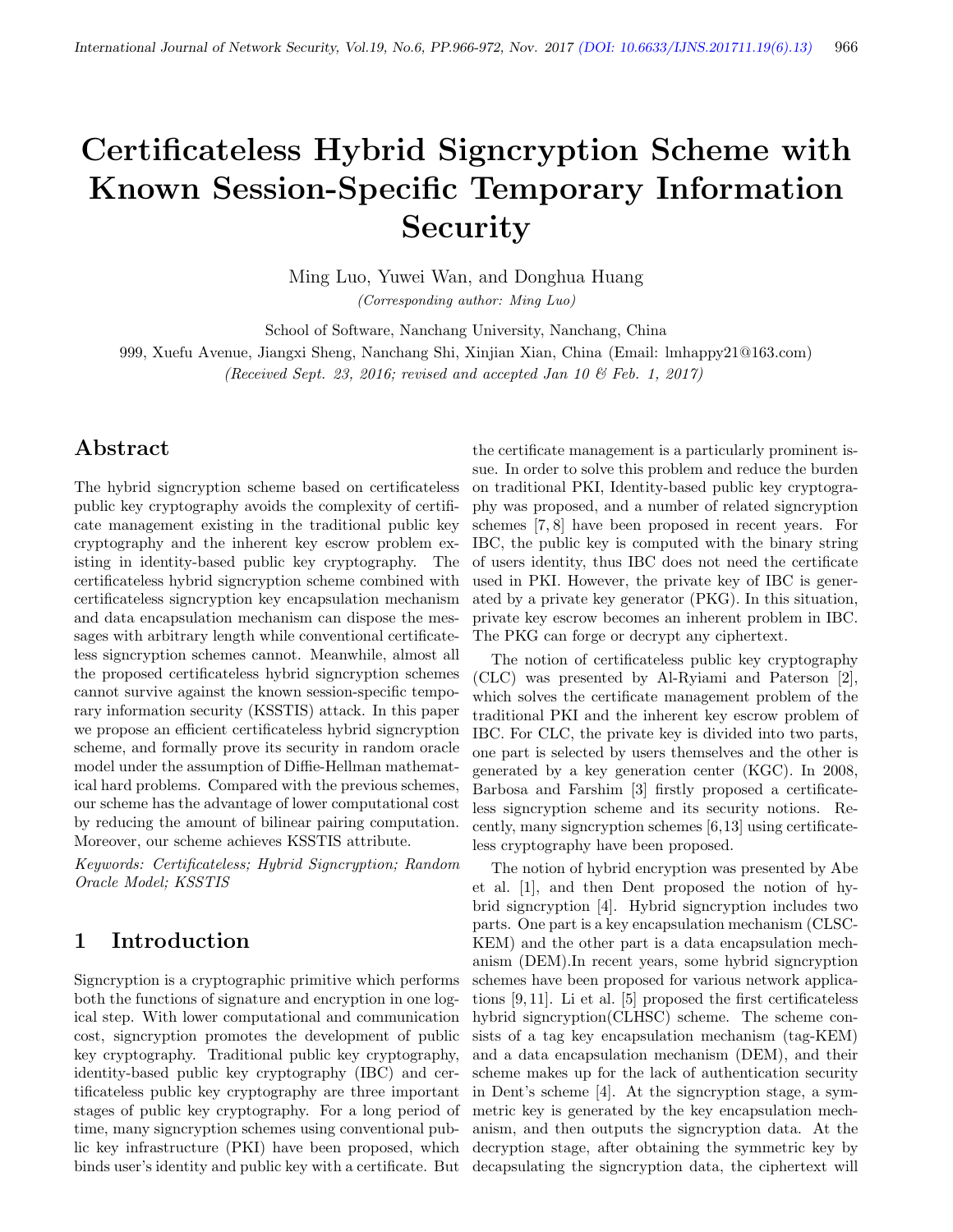# Certificateless Hybrid Signcryption Scheme with Known Session-Specific Temporary Information Security

Ming Luo, Yuwei Wan, and Donghua Huang

*(Corresponding author: Ming Luo)*

School of Software, Nanchang University, Nanchang, China

999, Xuefu Avenue, Jiangxi Sheng, Nanchang Shi, Xinjian Xian, China (Email: lmhappy21@163.com)

*(Received Sept. 23, 2016; revised and accepted Jan 10 & Feb. 1, 2017)*

## Abstract

The hybrid signcryption scheme based on certificateless public key cryptography avoids the complexity of certificate management existing in the traditional public key cryptography and the inherent key escrow problem existing in identity-based public key cryptography. The certificateless hybrid signcryption scheme combined with certificateless signcryption key encapsulation mechanism and data encapsulation mechanism can dispose the messages with arbitrary length while conventional certificateless signcryption schemes cannot. Meanwhile, almost all the proposed certificateless hybrid signcryption schemes cannot survive against the known session-specific temporary information security (KSSTIS) attack. In this paper we propose an efficient certificateless hybrid signcryption scheme, and formally prove its security in random oracle model under the assumption of Diffie-Hellman mathematical hard problems. Compared with the previous schemes, our scheme has the advantage of lower computational cost by reducing the amount of bilinear pairing computation. Moreover, our scheme achieves KSSTIS attribute.

*Keywords: Certificateless; Hybrid Signcryption; Random Oracle Model; KSSTIS*

## 1 Introduction

Signcryption is a cryptographic primitive which performs both the functions of signature and encryption in one logical step. With lower computational and communication cost, signcryption promotes the development of public key cryptography. Traditional public key cryptography, identity-based public key cryptography (IBC) and certificateless public key cryptography are three important stages of public key cryptography. For a long period of time, many signcryption schemes using conventional public key infrastructure (PKI) have been proposed, which binds user's identity and public key with a certificate. But the certificate management is a particularly prominent issue. In order to solve this problem and reduce the burden on traditional PKI, Identity-based public key cryptography was proposed, and a number of related signcryption schemes [7, 8] have been proposed in recent years. For IBC, the public key is computed with the binary string of users identity, thus IBC does not need the certificate used in PKI. However, the private key of IBC is generated by a private key generator (PKG). In this situation, private key escrow becomes an inherent problem in IBC. The PKG can forge or decrypt any ciphertext.

The notion of certificateless public key cryptography (CLC) was presented by Al-Ryiami and Paterson [2], which solves the certificate management problem of the traditional PKI and the inherent key escrow problem of IBC. For CLC, the private key is divided into two parts, one part is selected by users themselves and the other is generated by a key generation center (KGC). In 2008, Barbosa and Farshim [3] firstly proposed a certificateless signcryption scheme and its security notions. Recently, many signcryption schemes [6,13] using certificateless cryptography have been proposed.

The notion of hybrid encryption was presented by Abe et al. [1], and then Dent proposed the notion of hybrid signcryption [4]. Hybrid signcryption includes two parts. One part is a key encapsulation mechanism (CLSC-KEM) and the other part is a data encapsulation mechanism (DEM).In recent years, some hybrid signcryption schemes have been proposed for various network applications [9, 11]. Li et al. [5] proposed the first certificateless hybrid signcryption(CLHSC) scheme. The scheme consists of a tag key encapsulation mechanism (tag-KEM) and a data encapsulation mechanism (DEM), and their scheme makes up for the lack of authentication security in Dent's scheme [4]. At the signcryption stage, a symmetric key is generated by the key encapsulation mechanism, and then outputs the signcryption data. At the decryption stage, after obtaining the symmetric key by decapsulating the signcryption data, the ciphertext will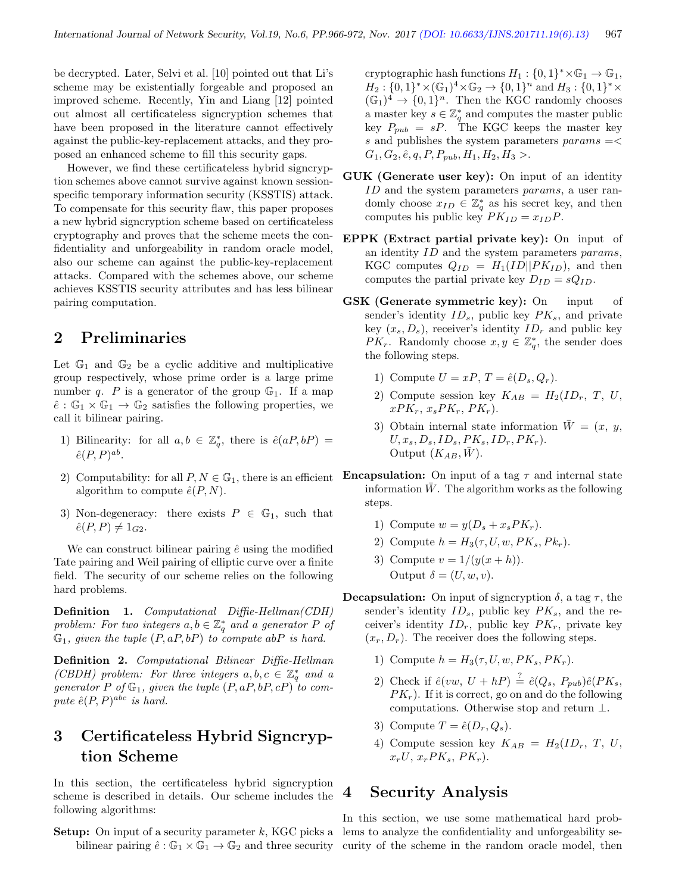be decrypted. Later, Selvi et al. [10] pointed out that Li's scheme may be existentially forgeable and proposed an improved scheme. Recently, Yin and Liang [12] pointed out almost all certificateless signcryption schemes that have been proposed in the literature cannot effectively against the public-key-replacement attacks, and they proposed an enhanced scheme to fill this security gaps.

However, we find these certificateless hybrid signcryption schemes above cannot survive against known session-specific temporary information security (KSSTIS) attack. To compensate for this security flaw, this paper proposes a new hybrid signcryption scheme based on certificateless cryptography and proves that the scheme meets the confidentiality and unforgeability in random oracle model, also our scheme can against the public-key-replacement attacks. Compared with the schemes above, our scheme achieves KSSTIS security attributes and has less bilinear pairing computation.

## 2 Preliminaries

Let $\mathbb{G}_1$ and $\mathbb{G}_2$ be a cyclic additive and multiplicative group respectively, whose prime order is a large prime number $q$. $P$ is a generator of the group $\mathbb{G}_1$. If a map $\hat{e}: \mathbb{G}_1 \times \mathbb{G}_1 \rightarrow \mathbb{G}_2$ satisfies the following properties, we call it bilinear pairing.

1) Bilinearity: for all $a, b \in \mathbb{Z}_q^*$, there is $\hat{e}(aP, bP) = \hat{e}(P, P)^{ab}$.

2) Computability: for all $P, N \in \mathbb{G}_1$, there is an efficient algorithm to compute $\hat{e}(P, N)$.

3) Non-degeneracy: there exists $P \in \mathbb{G}_1$, such that $\hat{e}(P, P) \neq 1_{G2}$.

We can construct bilinear pairing $\hat{e}$ using the modified Tate pairing and Weil pairing of elliptic curve over a finite field. The security of our scheme relies on the following hard problems.

**Definition 1.** *Computational Diffie-Hellman(CDH) problem: For two integers $a, b \in \mathbb{Z}_q^*$ and a generator $P$ of $\mathbb{G}_1$, given the tuple $(P, aP, bP)$ to compute $abP$ is hard.*

**Definition 2.** *Computational Bilinear Diffie-Hellman (CBDH) problem: For three integers $a, b, c \in \mathbb{Z}_q^*$ and a generator $P$ of $\mathbb{G}_1$, given the tuple $(P, aP, bP, cP)$ to compute $\hat{e}(P, P)^{abc}$ is hard.*

## 3 Certificateless Hybrid Signcryption Scheme

In this section, the certificateless hybrid signcryption scheme is described in details. Our scheme includes the following algorithms:

**Setup:** On input of a security parameter $k$, KGC picks a bilinear pairing $\hat{e}: \mathbb{G}_1 \times \mathbb{G}_1 \rightarrow \mathbb{G}_2$ and three security cryptographic hash functions $H_1: \{0,1\}^* \times \mathbb{G}_1 \rightarrow \mathbb{G}_1$, $H_2: \{0,1\}^* \times (\mathbb{G}_1)^4 \times \mathbb{G}_2 \rightarrow \{0,1\}^n$ and $H_3: \{0,1\}^* \times (\mathbb{G}_1)^4 \rightarrow \{0,1\}^n$. Then the KGC randomly chooses a master key $s \in \mathbb{Z}_q^*$ and computes the master public key $P_{pub} = sP$. The KGC keeps the master key $s$ and publishes the system parameters $params =< G_1, G_2, \hat{e}, q, P, P_{pub}, H_1, H_2, H_3 >$.

**GUK (Generate user key):** On input of an identity $ID$ and the system parameters $params$, a user randomly choose $x_{ID} \in \mathbb{Z}_q^*$ as his secret key, and then computes his public key $PK_{ID} = x_{ID}P$.

**EPPK (Extract partial private key):** On input of an identity $ID$ and the system parameters $params$, KGC computes $Q_{ID} = H_1(ID||PK_{ID})$, and then computes the partial private key $D_{ID} = sQ_{ID}$.

**GSK (Generate symmetric key):** On input of sender's identity $ID_s$, public key $PK_s$, and private key $(x_s, D_s)$, receiver's identity $ID_r$ and public key $PK_r$. Randomly choose $x, y \in \mathbb{Z}_q^*$, the sender does the following steps.

1) Compute $U = xP$, $T = \hat{e}(D_s, Q_r)$.
2) Compute session key $K_{AB} = H_2(ID_r, T, U, xPK_r, x_sPK_r, PK_r)$.
3) Obtain internal state information $\bar{W} = (x, y, U, x_s, D_s, ID_s, PK_s, ID_r, PK_r)$.
Output $(K_{AB}, \bar{W})$.

**Encapsulation:** On input of a tag $\tau$ and internal state information $\bar{W}$. The algorithm works as the following steps.

1) Compute $w = y(D_s + x_sPK_r)$.
2) Compute $h = H_3(\tau, U, w, PK_s, Pk_r)$.
3) Compute $v = 1/(y(x + h))$.
Output $\delta = (U, w, v)$.

**Decapsulation:** On input of signcryption $\delta$, a tag $\tau$, the sender's identity $ID_s$, public key $PK_s$, and the receiver's identity $ID_r$, public key $PK_r$, private key $(x_r, D_r)$. The receiver does the following steps.

1) Compute $h = H_3(\tau, U, w, PK_s, PK_r)$.
2) Check if $\hat{e}(vw, U + hP) \stackrel{?}{=} \hat{e}(Q_s, P_{pub})\hat{e}(PK_s, PK_r)$. If it is correct, go on and do the following computations. Otherwise stop and return $\perp$.
3) Compute $T = \hat{e}(D_r, Q_s)$.
4) Compute session key $K_{AB} = H_2(ID_r, T, U, x_rU, x_rPK_s, PK_r)$.

## 4 Security Analysis

In this section, we use some mathematical hard problems to analyze the confidentiality and unforgeability security of the scheme in the random oracle model, then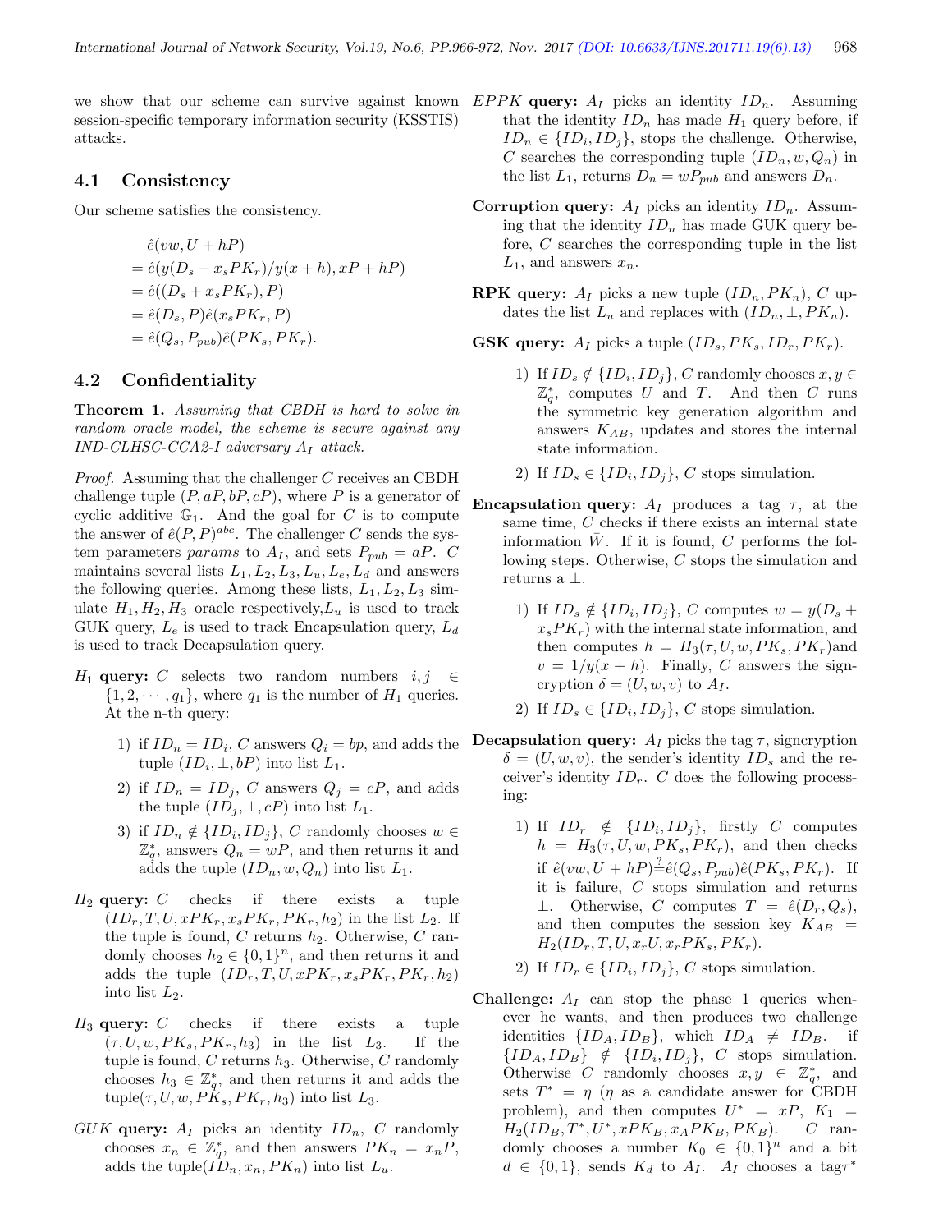we show that our scheme can survive against known session-specific temporary information security (KSSTIS) attacks.

### 4.1 Consistency

Our scheme satisfies the consistency.

$$
\begin{aligned}
&\hat{e}(vw, U + hP) \\
&= \hat{e}(y(D_s + x_s PK_r)/y(x+h), xP + hP) \\
&= \hat{e}((D_s + x_s PK_r), P) \\
&= \hat{e}(D_s, P)\hat{e}(x_s PK_r, P) \\
&= \hat{e}(Q_s, P_{pub})\hat{e}(PK_s, PK_r).
\end{aligned}
$$

### 4.2 Confidentiality

**Theorem 1.** *Assuming that CBDH is hard to solve in random oracle model, the scheme is secure against any IND-CLHSC-CCA2-I adversary $A_I$ attack.*

*Proof.* Assuming that the challenger $C$ receives an CBDH challenge tuple $(P, aP, bP, cP)$, where $P$ is a generator of cyclic additive $\mathbb{G}_1$. And the goal for $C$ is to compute the answer of $\hat{e}(P,P)^{abc}$. The challenger $C$ sends the system parameters *params* to $A_I$, and sets $P_{pub} = aP$. $C$ maintains several lists $L_1, L_2, L_3, L_u, L_e, L_d$ and answers the following queries. Among these lists, $L_1, L_2, L_3$ simulate $H_1, H_2, H_3$ oracle respectively,$L_u$ is used to track GUK query, $L_e$ is used to track Encapsulation query, $L_d$ is used to track Decapsulation query.

**$H_1$ query:** $C$ selects two random numbers $i, j \in \{1, 2, \cdots, q_1\}$, where $q_1$ is the number of $H_1$ queries. At the n-th query:

1) if $ID_n = ID_i$, $C$ answers $Q_i = bp$, and adds the tuple $(ID_i, \perp, bP)$ into list $L_1$.

2) if $ID_n = ID_j$, $C$ answers $Q_j = cP$, and adds the tuple $(ID_j, \perp, cP)$ into list $L_1$.

3) if $ID_n \notin \{ID_i, ID_j\}$, $C$ randomly chooses $w \in \mathbb{Z}_q^*$, answers $Q_n = wP$, and then returns it and adds the tuple $(ID_n, w, Q_n)$ into list $L_1$.

**$H_2$ query:** $C$ checks if there exists a tuple $(ID_r, T, U, xPK_r, x_s PK_r, PK_r, h_2)$ in the list $L_2$. If the tuple is found, $C$ returns $h_2$. Otherwise, $C$ randomly chooses $h_2 \in \{0,1\}^n$, and then returns it and adds the tuple $(ID_r, T, U, xPK_r, x_s PK_r, PK_r, h_2)$ into list $L_2$.

**$H_3$ query:** $C$ checks if there exists a tuple $(\tau, U, w, PK_s, PK_r, h_3)$ in the list $L_3$. If the tuple is found, $C$ returns $h_3$. Otherwise, $C$ randomly chooses $h_3 \in \mathbb{Z}_q^*$, and then returns it and adds the tuple$(\tau, U, w, PK_s, PK_r, h_3)$ into list $L_3$.

***GUK* query:** $A_I$ picks an identity $ID_n$, $C$ randomly chooses $x_n \in \mathbb{Z}_q^*$, and then answers $PK_n = x_n P$, adds the tuple$(ID_n, x_n, PK_n)$ into list $L_u$.

***EPPK* query:** $A_I$ picks an identity $ID_n$. Assuming that the identity $ID_n$ has made $H_1$ query before, if $ID_n \in \{ID_i, ID_j\}$, stops the challenge. Otherwise, $C$ searches the corresponding tuple $(ID_n, w, Q_n)$ in the list $L_1$, returns $D_n = wP_{pub}$ and answers $D_n$.

**Corruption query:** $A_I$ picks an identity $ID_n$. Assuming that the identity $ID_n$ has made GUK query before, $C$ searches the corresponding tuple in the list $L_1$, and answers $x_n$.

**RPK query:** $A_I$ picks a new tuple $(ID_n, PK_n)$, $C$ updates the list $L_u$ and replaces with $(ID_n, \perp, PK_n)$.

**GSK query:** $A_I$ picks a tuple $(ID_s, PK_s, ID_r, PK_r)$.

1) If $ID_s \notin \{ID_i, ID_j\}$, $C$ randomly chooses $x, y \in \mathbb{Z}_q^*$, computes $U$ and $T$. And then $C$ runs the symmetric key generation algorithm and answers $K_{AB}$, updates and stores the internal state information.

2) If $ID_s \in \{ID_i, ID_j\}$, $C$ stops simulation.

**Encapsulation query:** $A_I$ produces a tag $\tau$, at the same time, $C$ checks if there exists an internal state information $\bar{W}$. If it is found, $C$ performs the following steps. Otherwise, $C$ stops the simulation and returns a $\perp$.

1) If $ID_s \notin \{ID_i, ID_j\}$, $C$ computes $w = y(D_s + x_s PK_r)$ with the internal state information, and then computes $h = H_3(\tau, U, w, PK_s, PK_r)$and $v = 1/y(x+h)$. Finally, $C$ answers the signcryption $\delta = (U, w, v)$ to $A_I$.

2) If $ID_s \in \{ID_i, ID_j\}$, $C$ stops simulation.

**Decapsulation query:** $A_I$ picks the tag $\tau$, signcryption $\delta = (U, w, v)$, the sender's identity $ID_s$ and the receiver's identity $ID_r$. $C$ does the following processing:

1) If $ID_r \notin \{ID_i, ID_j\}$, firstly $C$ computes $h = H_3(\tau, U, w, PK_s, PK_r)$, and then checks if $\hat{e}(vw, U + hP) \overset{?}{=} \hat{e}(Q_s, P_{pub})\hat{e}(PK_s, PK_r)$. If it is failure, $C$ stops simulation and returns $\perp$. Otherwise, $C$ computes $T = \hat{e}(D_r, Q_s)$, and then computes the session key $K_{AB} = H_2(ID_r, T, U, x_r U, x_r PK_s, PK_r)$.

2) If $ID_r \in \{ID_i, ID_j\}$, $C$ stops simulation.

**Challenge:** $A_I$ can stop the phase 1 queries whenever he wants, and then produces two challenge identities $\{ID_A, ID_B\}$, which $ID_A \neq ID_B$. if $\{ID_A, ID_B\} \notin \{ID_i, ID_j\}$, $C$ stops simulation. Otherwise $C$ randomly chooses $x, y \in \mathbb{Z}_q^*$, and sets $T^* = \eta$ ($\eta$ as a candidate answer for CBDH problem), and then computes $U^* = xP$, $K_1 = H_2(ID_B, T^*, U^*, xPK_B, x_A PK_B, PK_B)$. $C$ randomly chooses a number $K_0 \in \{0,1\}^n$ and a bit $d \in \{0,1\}$, sends $K_d$ to $A_I$. $A_I$ chooses a tag$\tau^*$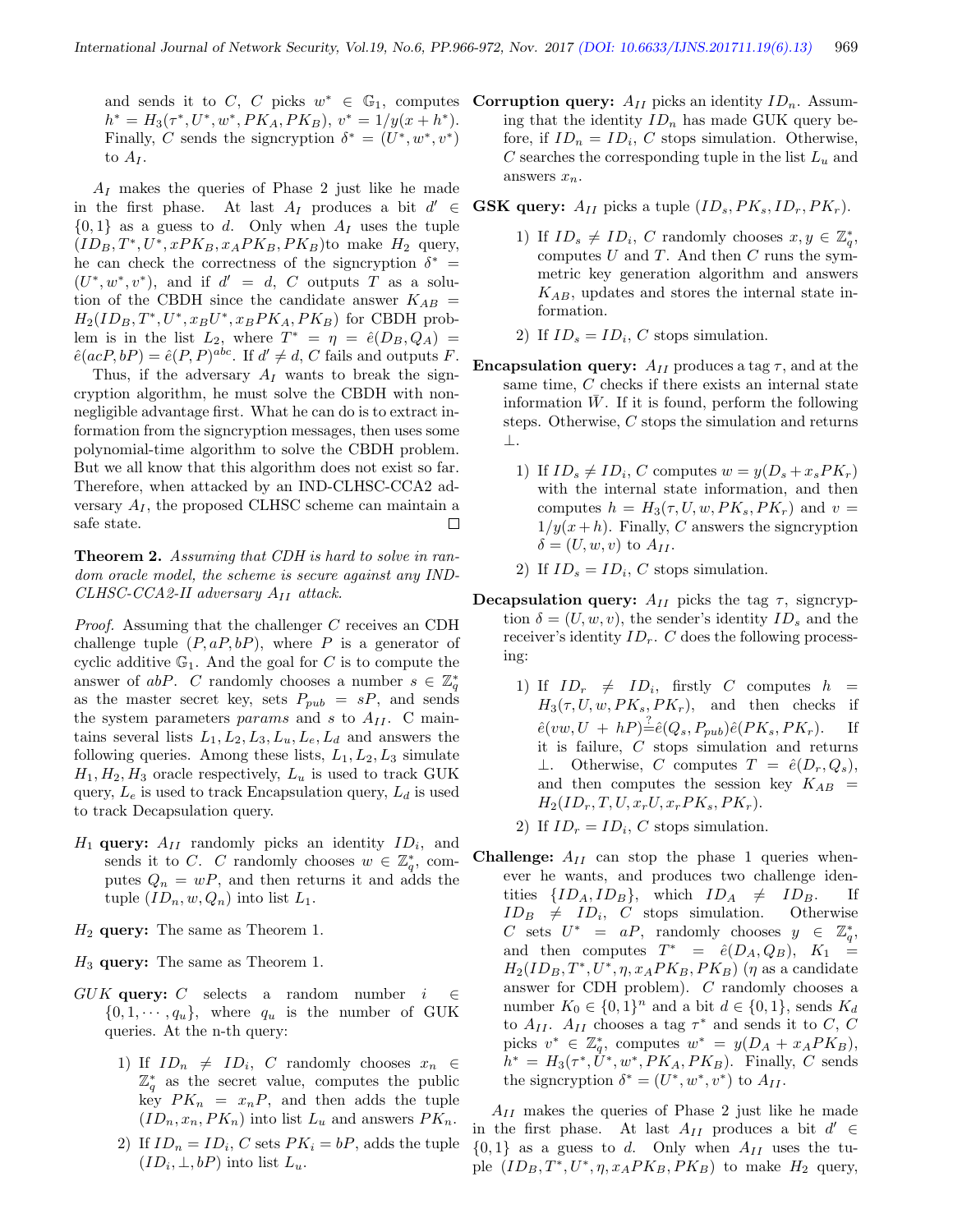and sends it to $C$, $C$ picks $w^* \in \mathbb{G}_1$, computes $h^* = H_3(\tau^*, U^*, w^*, PK_A, PK_B)$, $v^* = 1/y(x+h^*)$. Finally, $C$ sends the signcryption $\delta^* = (U^*, w^*, v^*)$ to $A_I$.

$A_I$ makes the queries of Phase 2 just like he made in the first phase. At last $A_I$ produces a bit $d' \in \{0,1\}$ as a guess to $d$. Only when $A_I$ uses the tuple $(ID_B, T^*, U^*, xPK_B, x_A PK_B, PK_B)$to make $H_2$ query, he can check the correctness of the signcryption $\delta^* = (U^*, w^*, v^*)$, and if $d' = d$, $C$ outputs $T$ as a solution of the CBDH since the candidate answer $K_{AB} = H_2(ID_B, T^*, U^*, x_B U^*, x_B PK_A, PK_B)$ for CBDH problem is in the list $L_2$, where $T^* = \eta = \hat{e}(D_B, Q_A) = \hat{e}(acP, bP) = \hat{e}(P,P)^{abc}$. If $d' \neq d$, $C$ fails and outputs $F$.

Thus, if the adversary $A_I$ wants to break the signcryption algorithm, he must solve the CBDH with non-negligible advantage first. What he can do is to extract information from the signcryption messages, then uses some polynomial-time algorithm to solve the CBDH problem. But we all know that this algorithm does not exist so far. Therefore, when attacked by an IND-CLHSC-CCA2 adversary $A_I$, the proposed CLHSC scheme can maintain a safe state. □

**Theorem 2.** *Assuming that CDH is hard to solve in random oracle model, the scheme is secure against any IND-CLHSC-CCA2-II adversary $A_{II}$ attack.*

*Proof.* Assuming that the challenger $C$ receives an CDH challenge tuple $(P, aP, bP)$, where $P$ is a generator of cyclic additive $\mathbb{G}_1$. And the goal for $C$ is to compute the answer of $abP$. $C$ randomly chooses a number $s \in \mathbb{Z}_q^*$ as the master secret key, sets $P_{pub} = sP$, and sends the system parameters $params$ and $s$ to $A_{II}$. C maintains several lists $L_1, L_2, L_3, L_u, L_e, L_d$ and answers the following queries. Among these lists, $L_1, L_2, L_3$ simulate $H_1, H_2, H_3$ oracle respectively, $L_u$ is used to track GUK query, $L_e$ is used to track Encapsulation query, $L_d$ is used to track Decapsulation query.

- $H_1$ **query:** $A_{II}$ randomly picks an identity $ID_i$, and sends it to $C$. $C$ randomly chooses $w \in \mathbb{Z}_q^*$, computes $Q_n = wP$, and then returns it and adds the tuple $(ID_n, w, Q_n)$ into list $L_1$.

- $H_2$ **query:** The same as Theorem 1.

- $H_3$ **query:** The same as Theorem 1.

- *GUK* **query:** $C$ selects a random number $i \in \{0, 1, \cdots, q_u\}$, where $q_u$ is the number of GUK queries. At the n-th query:
  1) If $ID_n \neq ID_i$, $C$ randomly chooses $x_n \in \mathbb{Z}_q^*$ as the secret value, computes the public key $PK_n = x_n P$, and then adds the tuple $(ID_n, x_n, PK_n)$ into list $L_u$ and answers $PK_n$.
  2) If $ID_n = ID_i$, $C$ sets $PK_i = bP$, adds the tuple $(ID_i, \perp, bP)$ into list $L_u$.

- **Corruption query:** $A_{II}$ picks an identity $ID_n$. Assuming that the identity $ID_n$ has made GUK query before, if $ID_n = ID_i$, $C$ stops simulation. Otherwise, $C$ searches the corresponding tuple in the list $L_u$ and answers $x_n$.

- **GSK query:** $A_{II}$ picks a tuple $(ID_s, PK_s, ID_r, PK_r)$.
  1) If $ID_s \neq ID_i$, $C$ randomly chooses $x, y \in \mathbb{Z}_q^*$, computes $U$ and $T$. And then $C$ runs the symmetric key generation algorithm and answers $K_{AB}$, updates and stores the internal state information.
  2) If $ID_s = ID_i$, $C$ stops simulation.

- **Encapsulation query:** $A_{II}$ produces a tag $\tau$, and at the same time, $C$ checks if there exists an internal state information $\bar{W}$. If it is found, perform the following steps. Otherwise, $C$ stops the simulation and returns $\perp$.
  1) If $ID_s \neq ID_i$, $C$ computes $w = y(D_s + x_s PK_r)$ with the internal state information, and then computes $h = H_3(\tau, U, w, PK_s, PK_r)$ and $v = 1/y(x+h)$. Finally, $C$ answers the signcryption $\delta = (U, w, v)$ to $A_{II}$.
  2) If $ID_s = ID_i$, $C$ stops simulation.

- **Decapsulation query:** $A_{II}$ picks the tag $\tau$, signcryption $\delta = (U, w, v)$, the sender's identity $ID_s$ and the receiver's identity $ID_r$. $C$ does the following processing:
  1) If $ID_r \neq ID_i$, firstly $C$ computes $h = H_3(\tau, U, w, PK_s, PK_r)$, and then checks if $\hat{e}(vw, U + hP) \overset{?}{=} \hat{e}(Q_s, P_{pub}) \hat{e}(PK_s, PK_r)$. If it is failure, $C$ stops simulation and returns $\perp$. Otherwise, $C$ computes $T = \hat{e}(D_r, Q_s)$, and then computes the session key $K_{AB} = H_2(ID_r, T, U, x_r U, x_r PK_s, PK_r)$.
  2) If $ID_r = ID_i$, $C$ stops simulation.

- **Challenge:** $A_{II}$ can stop the phase 1 queries whenever he wants, and produces two challenge identities $\{ID_A, ID_B\}$, which $ID_A \neq ID_B$. If $ID_B \neq ID_i$, $C$ stops simulation. Otherwise $C$ sets $U^* = aP$, randomly chooses $y \in \mathbb{Z}_q^*$, and then computes $T^* = \hat{e}(D_A, Q_B)$, $K_1 = H_2(ID_B, T^*, U^*, \eta, x_A PK_B, PK_B)$ ($\eta$ as a candidate answer for CDH problem). $C$ randomly chooses a number $K_0 \in \{0,1\}^n$ and a bit $d \in \{0,1\}$, sends $K_d$ to $A_{II}$. $A_{II}$ chooses a tag $\tau^*$ and sends it to $C$, $C$ picks $v^* \in \mathbb{Z}_q^*$, computes $w^* = y(D_A + x_A PK_B)$, $h^* = H_3(\tau^*, U^*, w^*, PK_A, PK_B)$. Finally, $C$ sends the signcryption $\delta^* = (U^*, w^*, v^*)$ to $A_{II}$.

$A_{II}$ makes the queries of Phase 2 just like he made in the first phase. At last $A_{II}$ produces a bit $d' \in \{0,1\}$ as a guess to $d$. Only when $A_{II}$ uses the tuple $(ID_B, T^*, U^*, \eta, x_A PK_B, PK_B)$ to make $H_2$ query,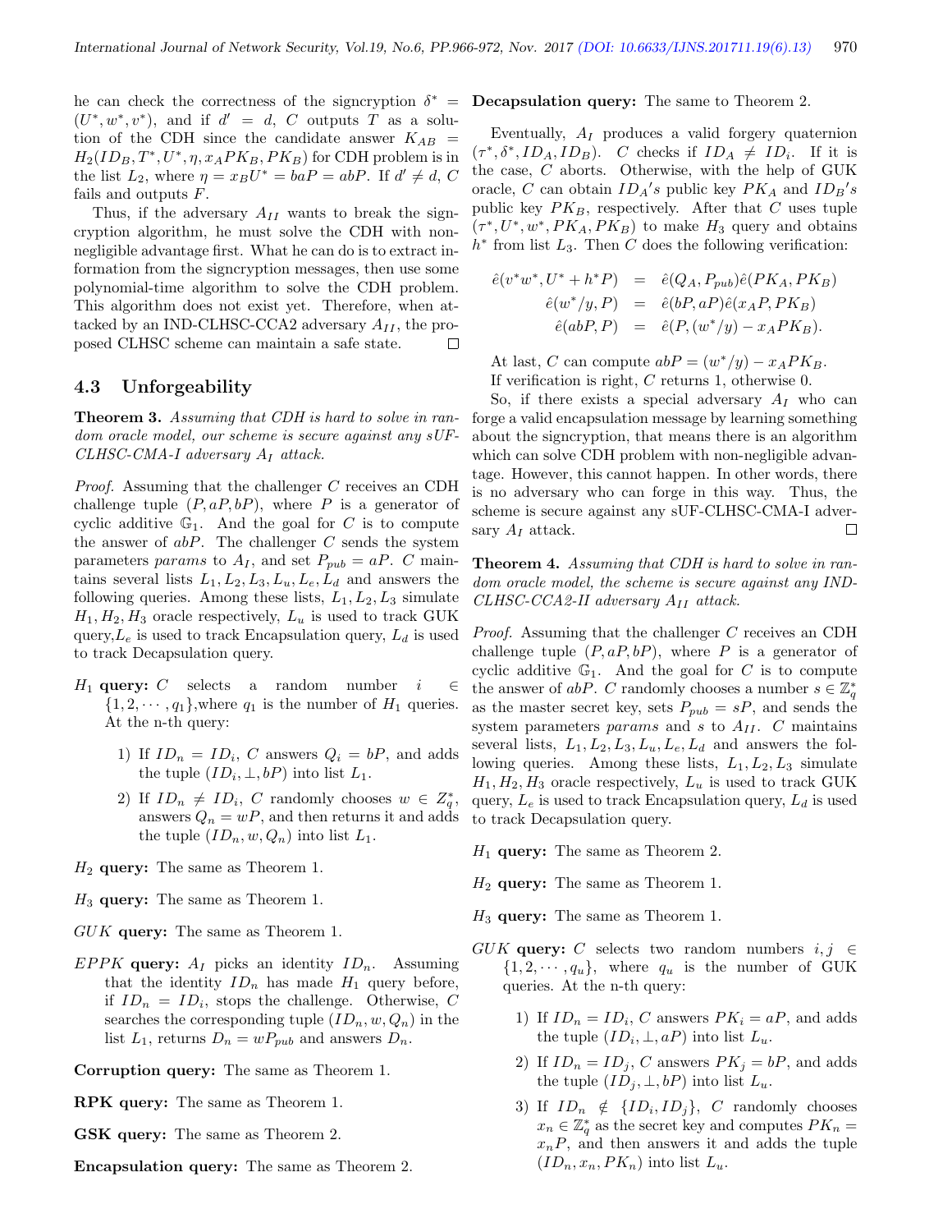he can check the correctness of the signcryption $\delta^* = (U^*, w^*, v^*)$, and if $d' = d$, $C$ outputs $T$ as a solution of the CDH since the candidate answer $K_{AB} = H_2(ID_B, T^*, U^*, \eta, x_A PK_B, PK_B)$ for CDH problem is in the list $L_2$, where $\eta = x_B U^* = baP = abP$. If $d' \neq d$, $C$ fails and outputs $F$.

Thus, if the adversary $A_{II}$ wants to break the signcryption algorithm, he must solve the CDH with non-negligible advantage first. What he can do is to extract information from the signcryption messages, then use some polynomial-time algorithm to solve the CDH problem. This algorithm does not exist yet. Therefore, when attacked by an IND-CLHSC-CCA2 adversary $A_{II}$, the proposed CLHSC scheme can maintain a safe state. □

### 4.3 Unforgeability

**Theorem 3.** *Assuming that CDH is hard to solve in random oracle model, our scheme is secure against any sUF-CLHSC-CMA-I adversary $A_I$ attack.*

*Proof.* Assuming that the challenger $C$ receives an CDH challenge tuple $(P, aP, bP)$, where $P$ is a generator of cyclic additive $\mathbb{G}_1$. And the goal for $C$ is to compute the answer of $abP$. The challenger $C$ sends the system parameters *params* to $A_I$, and set $P_{pub} = aP$. $C$ maintains several lists $L_1, L_2, L_3, L_u, L_e, L_d$ and answers the following queries. Among these lists, $L_1, L_2, L_3$ simulate $H_1, H_2, H_3$ oracle respectively, $L_u$ is used to track GUK query, $L_e$ is used to track Encapsulation query, $L_d$ is used to track Decapsulation query.

$H_1$ **query:** $C$ selects a random number $i \in \{1, 2, \cdots, q_1\}$, where $q_1$ is the number of $H_1$ queries. At the n-th query:

1) If $ID_n = ID_i$, $C$ answers $Q_i = bP$, and adds the tuple $(ID_i, \perp, bP)$ into list $L_1$.

2) If $ID_n \neq ID_i$, $C$ randomly chooses $w \in Z_q^*$, answers $Q_n = wP$, and then returns it and adds the tuple $(ID_n, w, Q_n)$ into list $L_1$.

$H_2$ **query:** The same as Theorem 1.

$H_3$ **query:** The same as Theorem 1.

$GUK$ **query:** The same as Theorem 1.

$EPPK$ **query:** $A_I$ picks an identity $ID_n$. Assuming that the identity $ID_n$ has made $H_1$ query before, if $ID_n = ID_i$, stops the challenge. Otherwise, $C$ searches the corresponding tuple $(ID_n, w, Q_n)$ in the list $L_1$, returns $D_n = wP_{pub}$ and answers $D_n$.

**Corruption query:** The same as Theorem 1.

**RPK query:** The same as Theorem 1.

**GSK query:** The same as Theorem 2.

**Encapsulation query:** The same as Theorem 2.

**Decapsulation query:** The same to Theorem 2.

Eventually, $A_I$ produces a valid forgery quaternion $(\tau^*, \delta^*, ID_A, ID_B)$. $C$ checks if $ID_A \neq ID_i$. If it is the case, $C$ aborts. Otherwise, with the help of GUK oracle, $C$ can obtain $ID_A$'s public key $PK_A$ and $ID_B$'s public key $PK_B$, respectively. After that $C$ uses tuple $(\tau^*, U^*, w^*, PK_A, PK_B)$ to make $H_3$ query and obtains $h^*$ from list $L_3$. Then $C$ does the following verification:

$$
\begin{aligned}
\hat{e}(v^* w^*, U^* + h^* P) &= \hat{e}(Q_A, P_{pub})\hat{e}(PK_A, PK_B) \\
\hat{e}(w^*/y, P) &= \hat{e}(bP, aP)\hat{e}(x_A P, PK_B) \\
\hat{e}(abP, P) &= \hat{e}(P, (w^*/y) - x_A PK_B).
\end{aligned}
$$

At last, $C$ can compute $abP = (w^*/y) - x_A PK_B$.

If verification is right, $C$ returns 1, otherwise 0.

So, if there exists a special adversary $A_I$ who can forge a valid encapsulation message by learning something about the signcryption, that means there is an algorithm which can solve CDH problem with non-negligible advantage. However, this cannot happen. In other words, there is no adversary who can forge in this way. Thus, the scheme is secure against any sUF-CLHSC-CMA-I adversary $A_I$ attack. □

**Theorem 4.** *Assuming that CDH is hard to solve in random oracle model, the scheme is secure against any IND-CLHSC-CCA2-II adversary $A_{II}$ attack.*

*Proof.* Assuming that the challenger $C$ receives an CDH challenge tuple $(P, aP, bP)$, where $P$ is a generator of cyclic additive $\mathbb{G}_1$. And the goal for $C$ is to compute the answer of $abP$. $C$ randomly chooses a number $s \in \mathbb{Z}_q^*$ as the master secret key, sets $P_{pub} = sP$, and sends the system parameters *params* and $s$ to $A_{II}$. $C$ maintains several lists, $L_1, L_2, L_3, L_u, L_e, L_d$ and answers the following queries. Among these lists, $L_1, L_2, L_3$ simulate $H_1, H_2, H_3$ oracle respectively, $L_u$ is used to track GUK query, $L_e$ is used to track Encapsulation query, $L_d$ is used to track Decapsulation query.

$H_1$ **query:** The same as Theorem 2.

$H_2$ **query:** The same as Theorem 1.

$H_3$ **query:** The same as Theorem 1.

$GUK$ **query:** $C$ selects two random numbers $i, j \in \{1, 2, \cdots, q_u\}$, where $q_u$ is the number of GUK queries. At the n-th query:

1) If $ID_n = ID_i$, $C$ answers $PK_i = aP$, and adds the tuple $(ID_i, \perp, aP)$ into list $L_u$.

2) If $ID_n = ID_j$, $C$ answers $PK_j = bP$, and adds the tuple $(ID_j, \perp, bP)$ into list $L_u$.

3) If $ID_n \notin \{ID_i, ID_j\}$, $C$ randomly chooses $x_n \in \mathbb{Z}_q^*$ as the secret key and computes $PK_n = x_n P$, and then answers it and adds the tuple $(ID_n, x_n, PK_n)$ into list $L_u$.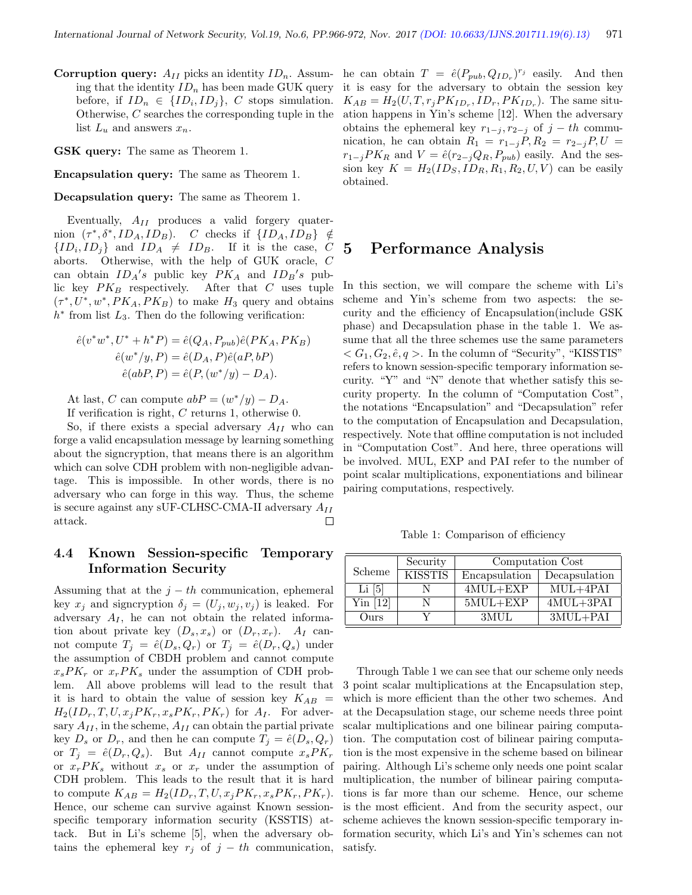**Corruption query:** $A_{II}$ picks an identity $ID_n$. Assuming that the identity $ID_n$ has been made GUK query before, if $ID_n \in \{ID_i, ID_j\}$, $C$ stops simulation. Otherwise, $C$ searches the corresponding tuple in the list $L_u$ and answers $x_n$.

**GSK query:** The same as Theorem 1.

**Encapsulation query:** The same as Theorem 1.

**Decapsulation query:** The same as Theorem 1.

Eventually, $A_{II}$ produces a valid forgery quaternion $(\tau^*, \delta^*, ID_A, ID_B)$. $C$ checks if $\{ID_A, ID_B\} \notin \{ID_i, ID_j\}$ and $ID_A \neq ID_B$. If it is the case, $C$ aborts. Otherwise, with the help of GUK oracle, $C$ can obtain $ID_A's$ public key $PK_A$ and $ID_B's$ public key $PK_B$ respectively. After that $C$ uses tuple $(\tau^*, U^*, w^*, PK_A, PK_B)$ to make $H_3$ query and obtains $h^*$ from list $L_3$. Then do the following verification:

$$\hat{e}(v^*w^*, U^* + h^*P) = \hat{e}(Q_A, P_{pub})\hat{e}(PK_A, PK_B)$$
$$\hat{e}(w^*/y, P) = \hat{e}(D_A, P)\hat{e}(aP, bP)$$
$$\hat{e}(abP, P) = \hat{e}(P, (w^*/y) - D_A).$$

At last, $C$ can compute $abP = (w^*/y) - D_A$.

If verification is right, $C$ returns 1, otherwise 0.

So, if there exists a special adversary $A_{II}$ who can forge a valid encapsulation message by learning something about the signcryption, that means there is an algorithm which can solve CDH problem with non-negligible advantage. This is impossible. In other words, there is no adversary who can forge in this way. Thus, the scheme is secure against any sUF-CLHSC-CMA-II adversary $A_{II}$ attack. □

## 4.4 Known Session-specific Temporary Information Security

Assuming that at the $j-th$ communication, ephemeral key $x_j$ and signcryption $\delta_j = (U_j, w_j, v_j)$ is leaked. For adversary $A_I$, he can not obtain the related information about private key $(D_s, x_s)$ or $(D_r, x_r)$. $A_I$ cannot compute $T_j = \hat{e}(D_s, Q_r)$ or $T_j = \hat{e}(D_r, Q_s)$ under the assumption of CBDH problem and cannot compute $x_sPK_r$ or $x_rPK_s$ under the assumption of CDH problem. All above problems will lead to the result that it is hard to obtain the value of session key $K_{AB} = H_2(ID_r, T, U, x_jPK_r, x_sPK_r, PK_r)$ for $A_I$. For adversary $A_{II}$, in the scheme, $A_{II}$ can obtain the partial private key $D_s$ or $D_r$, and then he can compute $T_j = \hat{e}(D_s, Q_r)$ or $T_j = \hat{e}(D_r, Q_s)$. But $A_{II}$ cannot compute $x_sPK_r$ or $x_rPK_s$ without $x_s$ or $x_r$ under the assumption of CDH problem. This leads to the result that it is hard to compute $K_{AB} = H_2(ID_r, T, U, x_jPK_r, x_sPK_r, PK_r)$. Hence, our scheme can survive against Known session-specific temporary information security (KSSTIS) attack. But in Li's scheme [5], when the adversary obtains the ephemeral key $r_j$ of $j-th$ communication, he can obtain $T = \hat{e}(P_{pub}, Q_{ID_r})^{r_j}$ easily. And then it is easy for the adversary to obtain the session key $K_{AB} = H_2(U, T, r_jPK_{ID_r}, ID_r, PK_{ID_r})$. The same situation happens in Yin's scheme [12]. When the adversary obtains the ephemeral key $r_{1-j}, r_{2-j}$ of $j-th$ communication, he can obtain $R_1 = r_{1-j}P, R_2 = r_{2-j}P, U = r_{1-j}PK_R$ and $V = \hat{e}(r_{2-j}Q_R, P_{pub})$ easily. And the session key $K = H_2(ID_S, ID_R, R_1, R_2, U, V)$ can be easily obtained.

# 5 Performance Analysis

In this section, we will compare the scheme with Li's scheme and Yin's scheme from two aspects: the security and the efficiency of Encapsulation(include GSK phase) and Decapsulation phase in the table 1. We assume that all the three schemes use the same parameters $< G_1, G_2, \hat{e}, q >$. In the column of "Security", "KISSTIS" refers to known session-specific temporary information security. "Y" and "N" denote that whether satisfy this security property. In the column of "Computation Cost", the notations "Encapsulation" and "Decapsulation" refer to the computation of Encapsulation and Decapsulation, respectively. Note that offline computation is not included in "Computation Cost". And here, three operations will be involved. MUL, EXP and PAI refer to the number of point scalar multiplications, exponentiations and bilinear pairing computations, respectively.

Table 1: Comparison of efficiency

| Scheme | Security | Computation Cost | |
|---|---|---|---|
| | KISSTIS | Encapsulation | Decapsulation |
| Li [5] | N | 4MUL+EXP | MUL+4PAI |
| Yin [12] | N | 5MUL+EXP | 4MUL+3PAI |
| Ours | Y | 3MUL | 3MUL+PAI |

Through Table 1 we can see that our scheme only needs 3 point scalar multiplications at the Encapsulation step, which is more efficient than the other two schemes. And at the Decapsulation stage, our scheme needs three point scalar multiplications and one bilinear pairing computation. The computation cost of bilinear pairing computation is the most expensive in the scheme based on bilinear pairing. Although Li's scheme only needs one point scalar multiplication, the number of bilinear pairing computations is far more than our scheme. Hence, our scheme is the most efficient. And from the security aspect, our scheme achieves the known session-specific temporary information security, which Li's and Yin's schemes can not satisfy.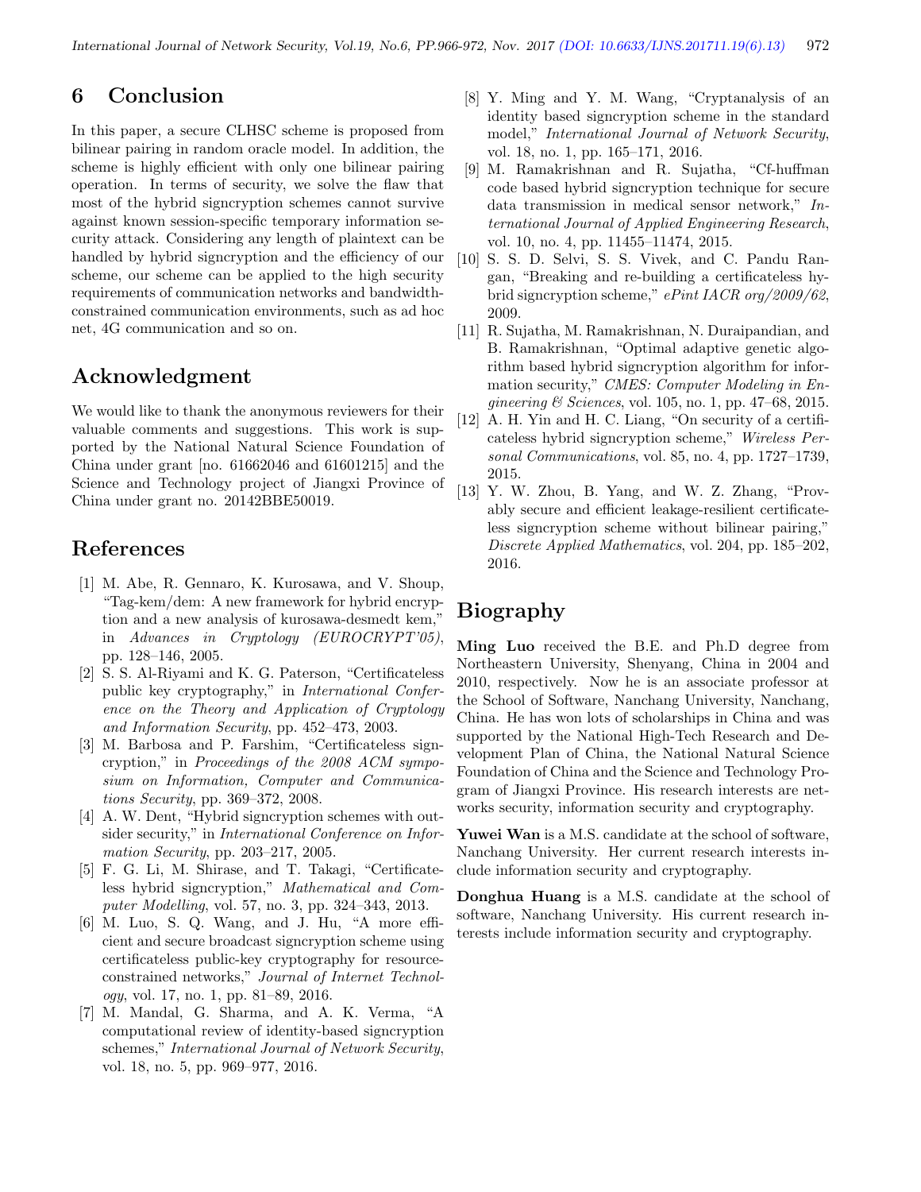## 6 Conclusion

In this paper, a secure CLHSC scheme is proposed from bilinear pairing in random oracle model. In addition, the scheme is highly efficient with only one bilinear pairing operation. In terms of security, we solve the flaw that most of the hybrid signcryption schemes cannot survive against known session-specific temporary information security attack. Considering any length of plaintext can be handled by hybrid signcryption and the efficiency of our scheme, our scheme can be applied to the high security requirements of communication networks and bandwidth-constrained communication environments, such as ad hoc net, 4G communication and so on.

## Acknowledgment

We would like to thank the anonymous reviewers for their valuable comments and suggestions. This work is supported by the National Natural Science Foundation of China under grant [no. 61662046 and 61601215] and the Science and Technology project of Jiangxi Province of China under grant no. 20142BBE50019.

## References

[1] M. Abe, R. Gennaro, K. Kurosawa, and V. Shoup, "Tag-kem/dem: A new framework for hybrid encryption and a new analysis of kurosawa-desmedt kem," in *Advances in Cryptology (EUROCRYPT'05)*, pp. 128–146, 2005.

[2] S. S. Al-Riyami and K. G. Paterson, "Certificateless public key cryptography," in *International Conference on the Theory and Application of Cryptology and Information Security*, pp. 452–473, 2003.

[3] M. Barbosa and P. Farshim, "Certificateless signcryption," in *Proceedings of the 2008 ACM symposium on Information, Computer and Communications Security*, pp. 369–372, 2008.

[4] A. W. Dent, "Hybrid signcryption schemes with outsider security," in *International Conference on Information Security*, pp. 203–217, 2005.

[5] F. G. Li, M. Shirase, and T. Takagi, "Certificateless hybrid signcryption," *Mathematical and Computer Modelling*, vol. 57, no. 3, pp. 324–343, 2013.

[6] M. Luo, S. Q. Wang, and J. Hu, "A more efficient and secure broadcast signcryption scheme using certificateless public-key cryptography for resource-constrained networks," *Journal of Internet Technology*, vol. 17, no. 1, pp. 81–89, 2016.

[7] M. Mandal, G. Sharma, and A. K. Verma, "A computational review of identity-based signcryption schemes," *International Journal of Network Security*, vol. 18, no. 5, pp. 969–977, 2016.

[8] Y. Ming and Y. M. Wang, "Cryptanalysis of an identity based signcryption scheme in the standard model," *International Journal of Network Security*, vol. 18, no. 1, pp. 165–171, 2016.

[9] M. Ramakrishnan and R. Sujatha, "Cf-huffman code based hybrid signcryption technique for secure data transmission in medical sensor network," *International Journal of Applied Engineering Research*, vol. 10, no. 4, pp. 11455–11474, 2015.

[10] S. S. D. Selvi, S. S. Vivek, and C. Pandu Rangan, "Breaking and re-building a certificateless hybrid signcryption scheme," *ePint IACR org/2009/62*, 2009.

[11] R. Sujatha, M. Ramakrishnan, N. Duraipandian, and B. Ramakrishnan, "Optimal adaptive genetic algorithm based hybrid signcryption algorithm for information security," *CMES: Computer Modeling in Engineering & Sciences*, vol. 105, no. 1, pp. 47–68, 2015.

[12] A. H. Yin and H. C. Liang, "On security of a certificateless hybrid signcryption scheme," *Wireless Personal Communications*, vol. 85, no. 4, pp. 1727–1739, 2015.

[13] Y. W. Zhou, B. Yang, and W. Z. Zhang, "Provably secure and efficient leakage-resilient certificateless signcryption scheme without bilinear pairing," *Discrete Applied Mathematics*, vol. 204, pp. 185–202, 2016.

## Biography

**Ming Luo** received the B.E. and Ph.D degree from Northeastern University, Shenyang, China in 2004 and 2010, respectively. Now he is an associate professor at the School of Software, Nanchang University, Nanchang, China. He has won lots of scholarships in China and was supported by the National High-Tech Research and Development Plan of China, the National Natural Science Foundation of China and the Science and Technology Program of Jiangxi Province. His research interests are networks security, information security and cryptography.

**Yuwei Wan** is a M.S. candidate at the school of software, Nanchang University. Her current research interests include information security and cryptography.

**Donghua Huang** is a M.S. candidate at the school of software, Nanchang University. His current research interests include information security and cryptography.